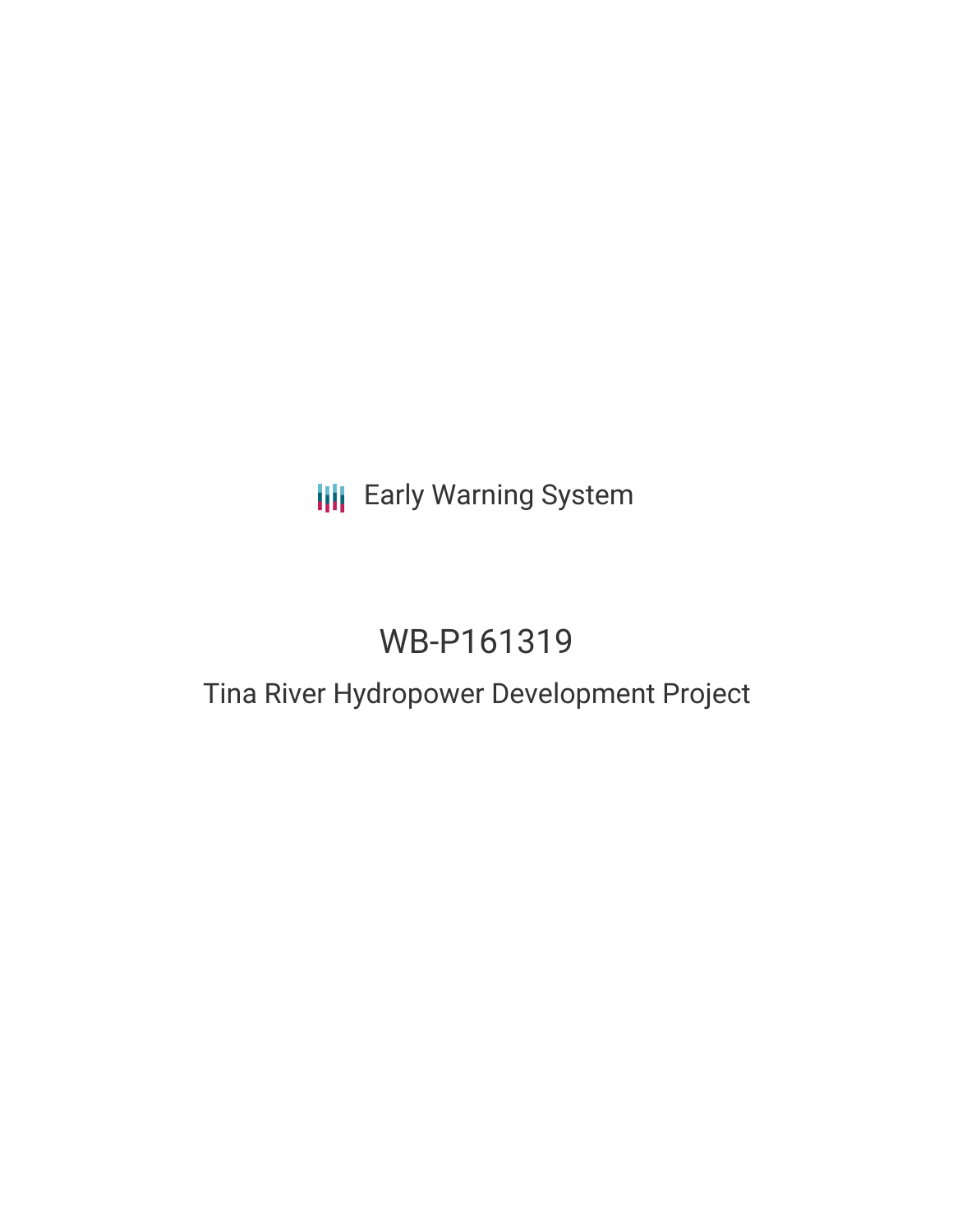Early Warning System

# WB-P161319

## Tina River Hydropower Development Project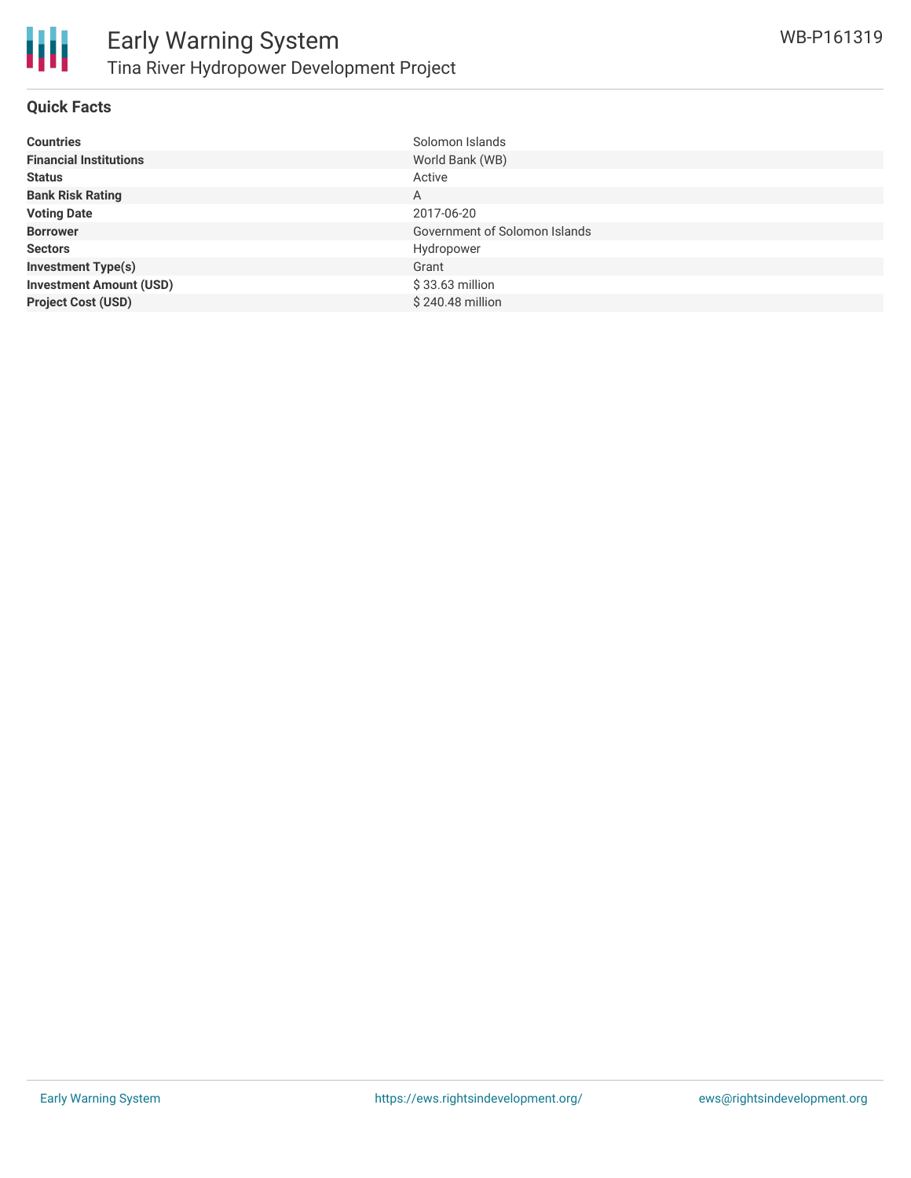## Quick Facts

| | |
|---|---|
| **Countries** | Solomon Islands |
| **Financial Institutions** | World Bank (WB) |
| **Status** | Active |
| **Bank Risk Rating** | A |
| **Voting Date** | 2017-06-20 |
| **Borrower** | Government of Solomon Islands |
| **Sectors** | Hydropower |
| **Investment Type(s)** | Grant |
| **Investment Amount (USD)** | $ 33.63 million |
| **Project Cost (USD)** | $ 240.48 million |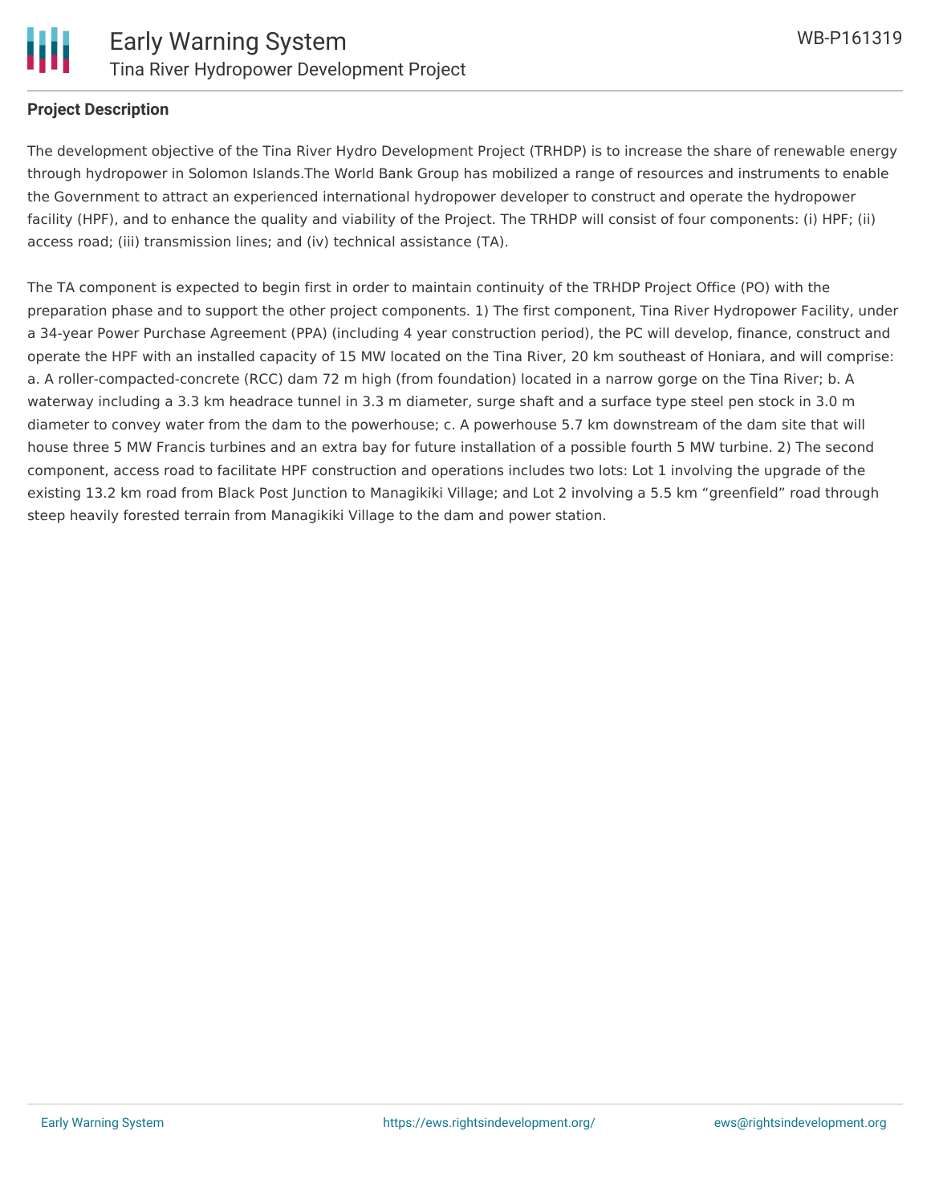## Project Description

The development objective of the Tina River Hydro Development Project (TRHDP) is to increase the share of renewable energy through hydropower in Solomon Islands.The World Bank Group has mobilized a range of resources and instruments to enable the Government to attract an experienced international hydropower developer to construct and operate the hydropower facility (HPF), and to enhance the quality and viability of the Project. The TRHDP will consist of four components: (i) HPF; (ii) access road; (iii) transmission lines; and (iv) technical assistance (TA).

The TA component is expected to begin first in order to maintain continuity of the TRHDP Project Office (PO) with the preparation phase and to support the other project components. 1) The first component, Tina River Hydropower Facility, under a 34-year Power Purchase Agreement (PPA) (including 4 year construction period), the PC will develop, finance, construct and operate the HPF with an installed capacity of 15 MW located on the Tina River, 20 km southeast of Honiara, and will comprise: a. A roller-compacted-concrete (RCC) dam 72 m high (from foundation) located in a narrow gorge on the Tina River; b. A waterway including a 3.3 km headrace tunnel in 3.3 m diameter, surge shaft and a surface type steel pen stock in 3.0 m diameter to convey water from the dam to the powerhouse; c. A powerhouse 5.7 km downstream of the dam site that will house three 5 MW Francis turbines and an extra bay for future installation of a possible fourth 5 MW turbine. 2) The second component, access road to facilitate HPF construction and operations includes two lots: Lot 1 involving the upgrade of the existing 13.2 km road from Black Post Junction to Managikiki Village; and Lot 2 involving a 5.5 km “greenfield” road through steep heavily forested terrain from Managikiki Village to the dam and power station.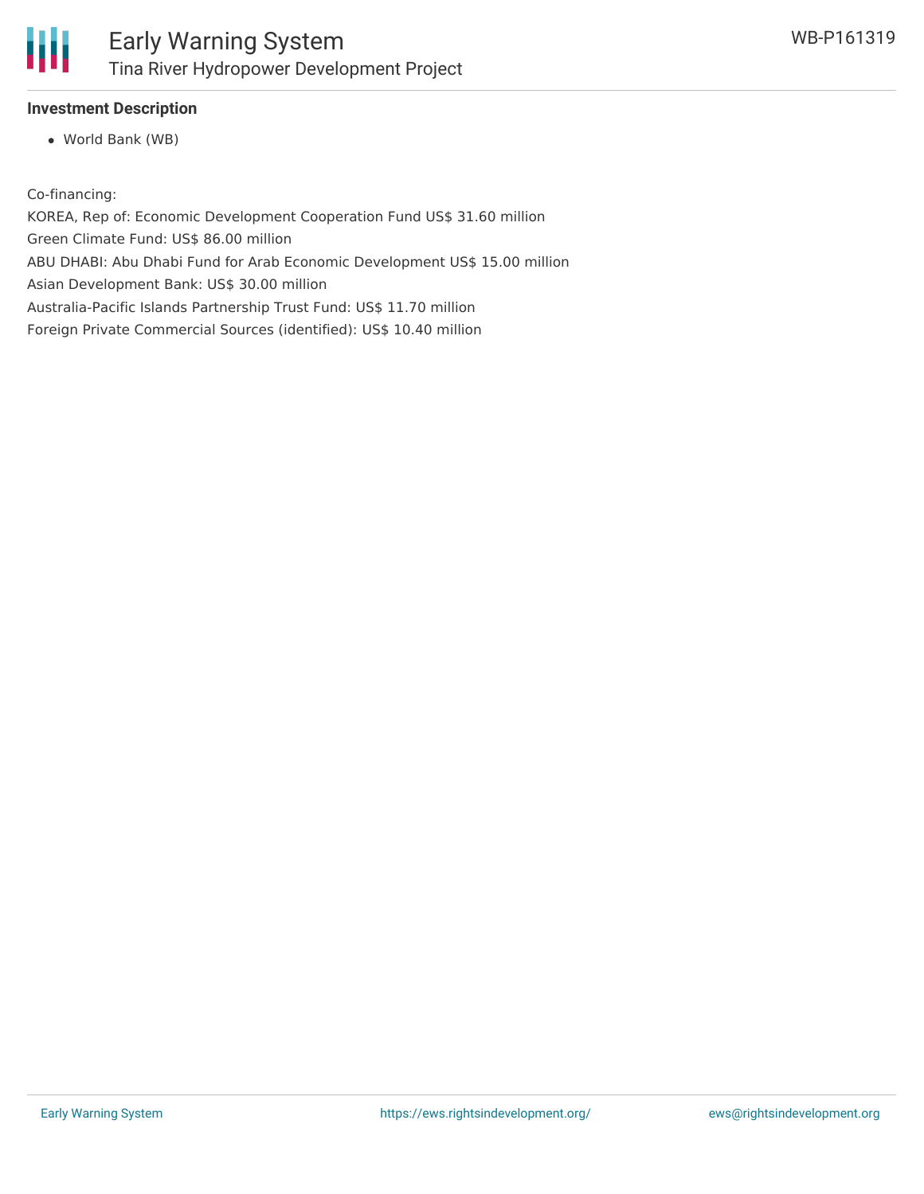### Investment Description

- World Bank (WB)

Co-financing:

KOREA, Rep of: Economic Development Cooperation Fund US$ 31.60 million

Green Climate Fund: US$ 86.00 million

ABU DHABI: Abu Dhabi Fund for Arab Economic Development US$ 15.00 million

Asian Development Bank: US$ 30.00 million

Australia-Pacific Islands Partnership Trust Fund: US$ 11.70 million

Foreign Private Commercial Sources (identified): US$ 10.40 million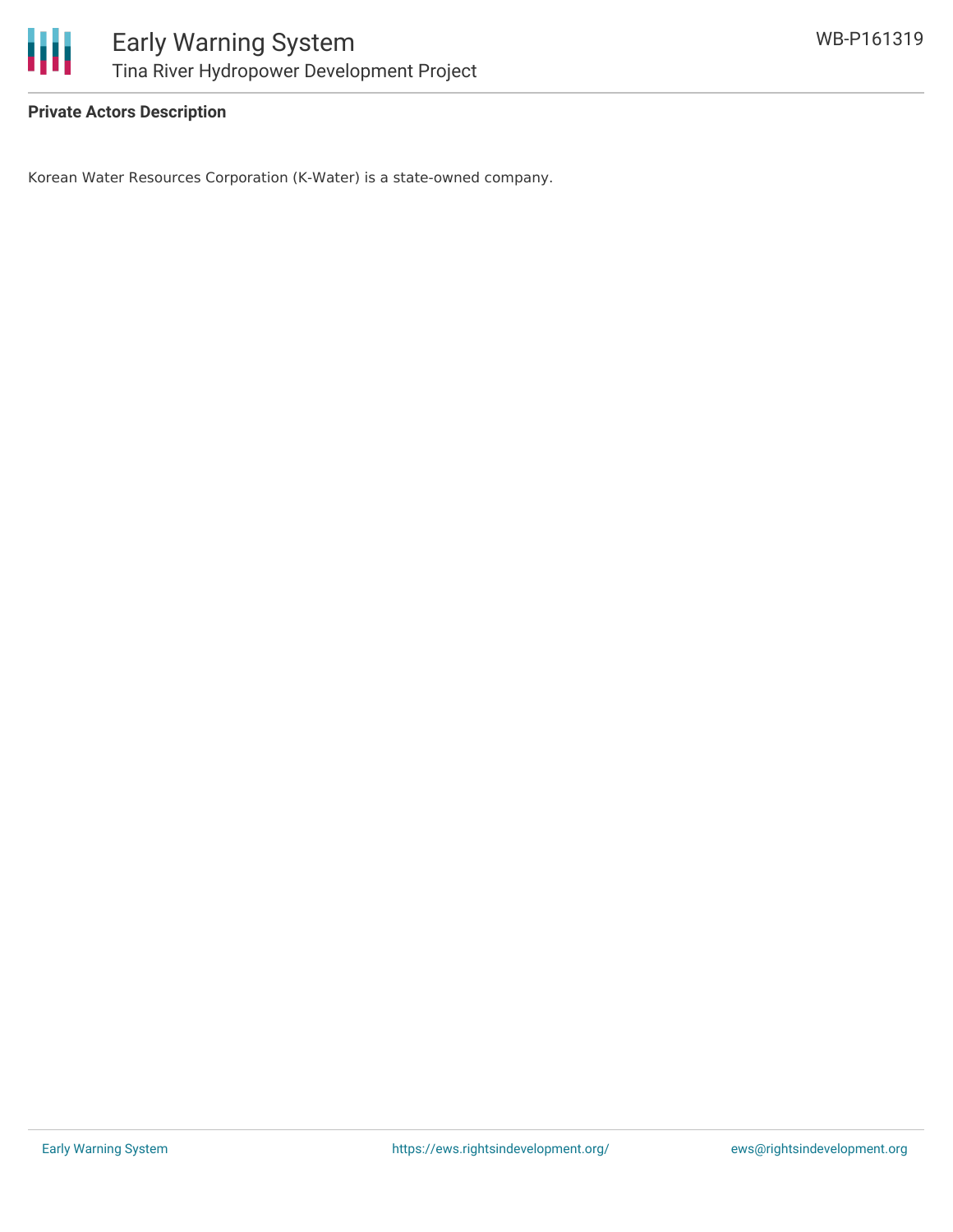**Private Actors Description**

Korean Water Resources Corporation (K-Water) is a state-owned company.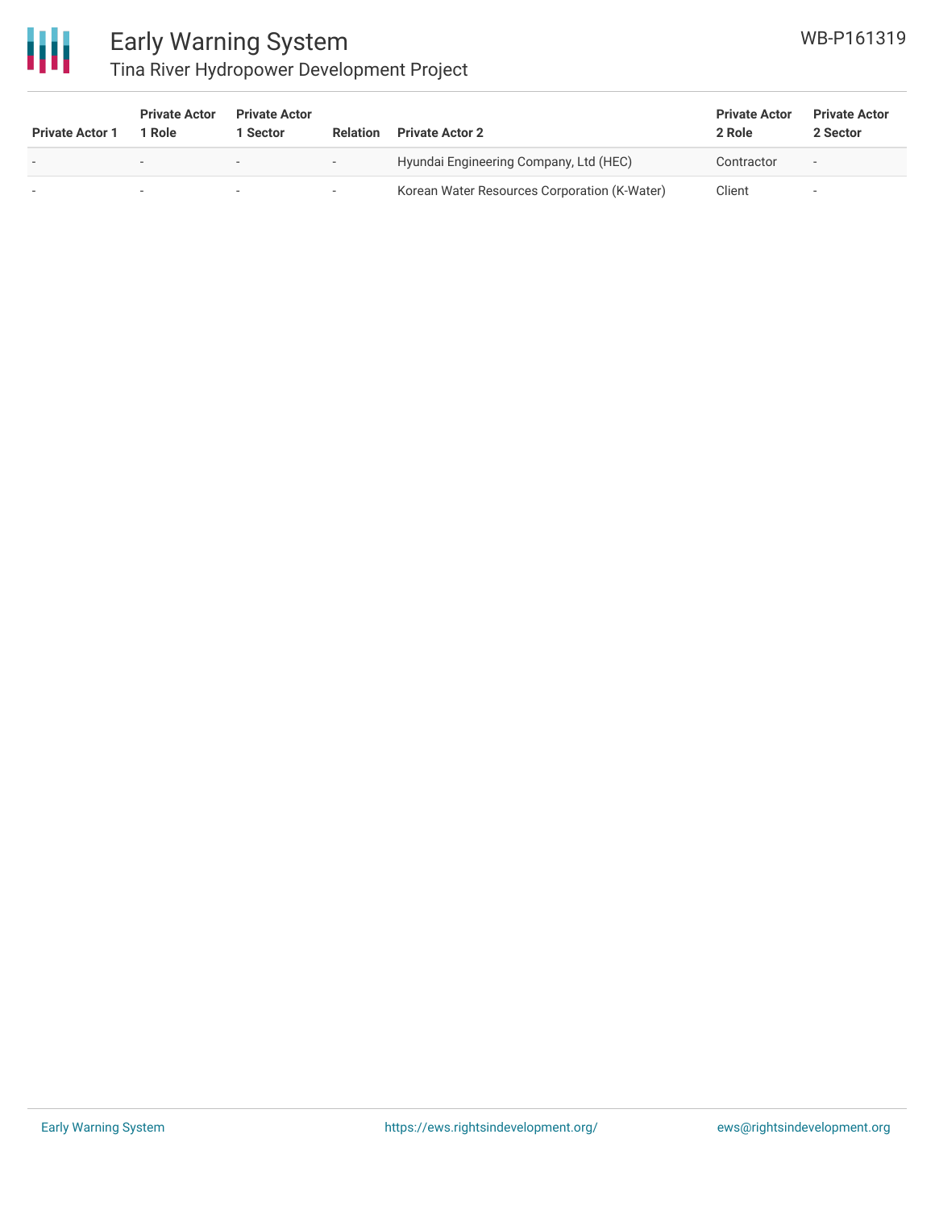| Private Actor 1 | Private Actor 1 Role | Private Actor 1 Sector | Relation | Private Actor 2 | Private Actor 2 Role | Private Actor 2 Sector |
|---|---|---|---|---|---|---|
| - | - | - | - | Hyundai Engineering Company, Ltd (HEC) | Contractor | - |
| - | - | - | - | Korean Water Resources Corporation (K-Water) | Client | - |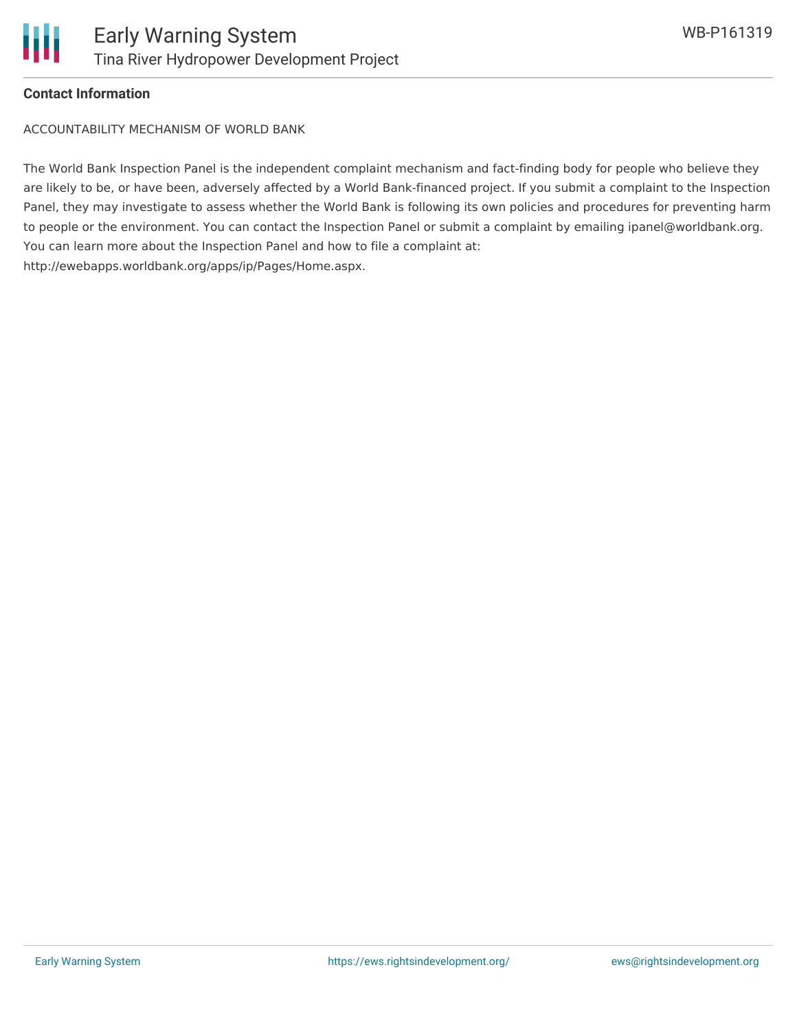**Contact Information**

ACCOUNTABILITY MECHANISM OF WORLD BANK

The World Bank Inspection Panel is the independent complaint mechanism and fact-finding body for people who believe they are likely to be, or have been, adversely affected by a World Bank-financed project. If you submit a complaint to the Inspection Panel, they may investigate to assess whether the World Bank is following its own policies and procedures for preventing harm to people or the environment. You can contact the Inspection Panel or submit a complaint by emailing ipanel@worldbank.org. You can learn more about the Inspection Panel and how to file a complaint at: http://ewebapps.worldbank.org/apps/ip/Pages/Home.aspx.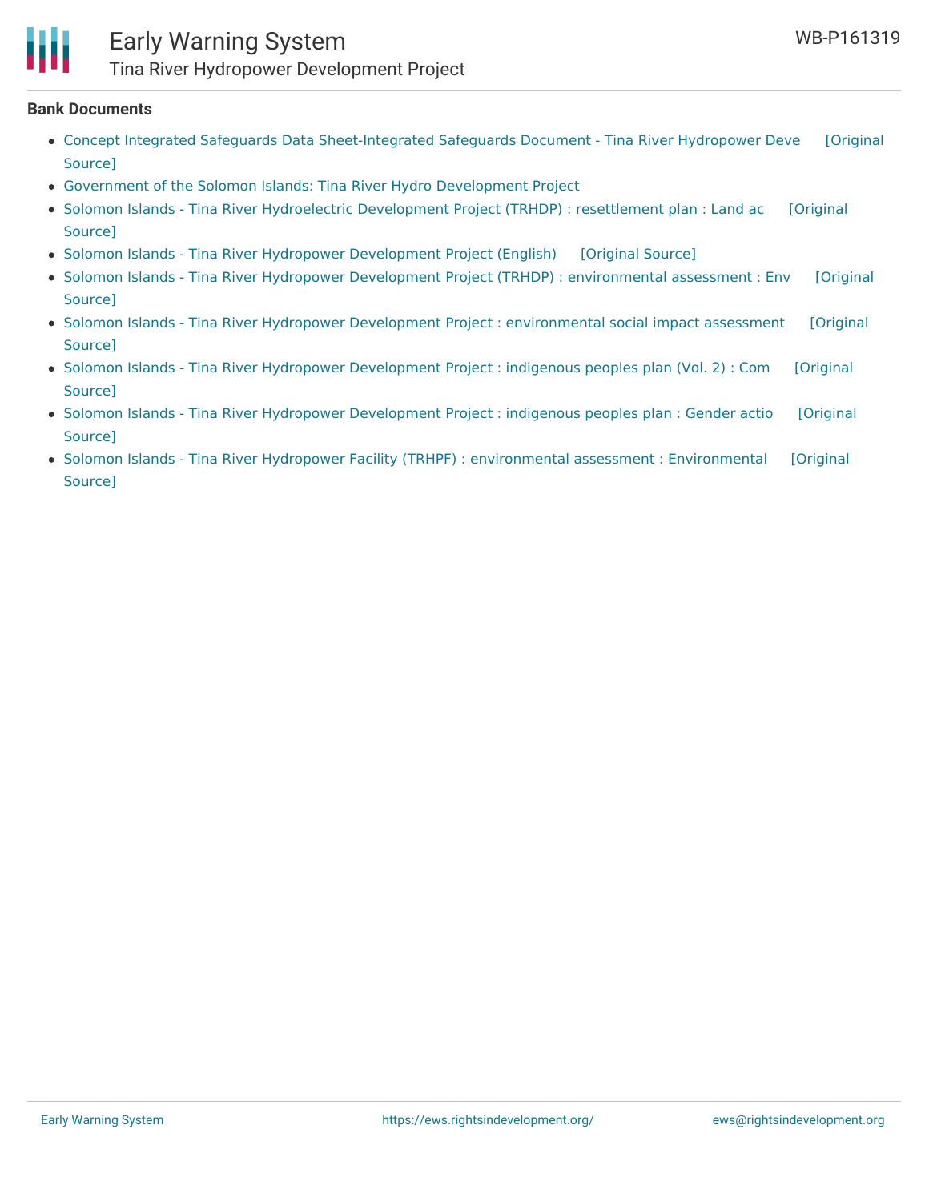**Bank Documents**

- Concept Integrated Safeguards Data Sheet-Integrated Safeguards Document - Tina River Hydropower Deve [Original Source]
- Government of the Solomon Islands: Tina River Hydro Development Project
- Solomon Islands - Tina River Hydroelectric Development Project (TRHDP) : resettlement plan : Land ac [Original Source]
- Solomon Islands - Tina River Hydropower Development Project (English) [Original Source]
- Solomon Islands - Tina River Hydropower Development Project (TRHDP) : environmental assessment : Env [Original Source]
- Solomon Islands - Tina River Hydropower Development Project : environmental social impact assessment [Original Source]
- Solomon Islands - Tina River Hydropower Development Project : indigenous peoples plan (Vol. 2) : Com [Original Source]
- Solomon Islands - Tina River Hydropower Development Project : indigenous peoples plan : Gender actio [Original Source]
- Solomon Islands - Tina River Hydropower Facility (TRHPF) : environmental assessment : Environmental [Original Source]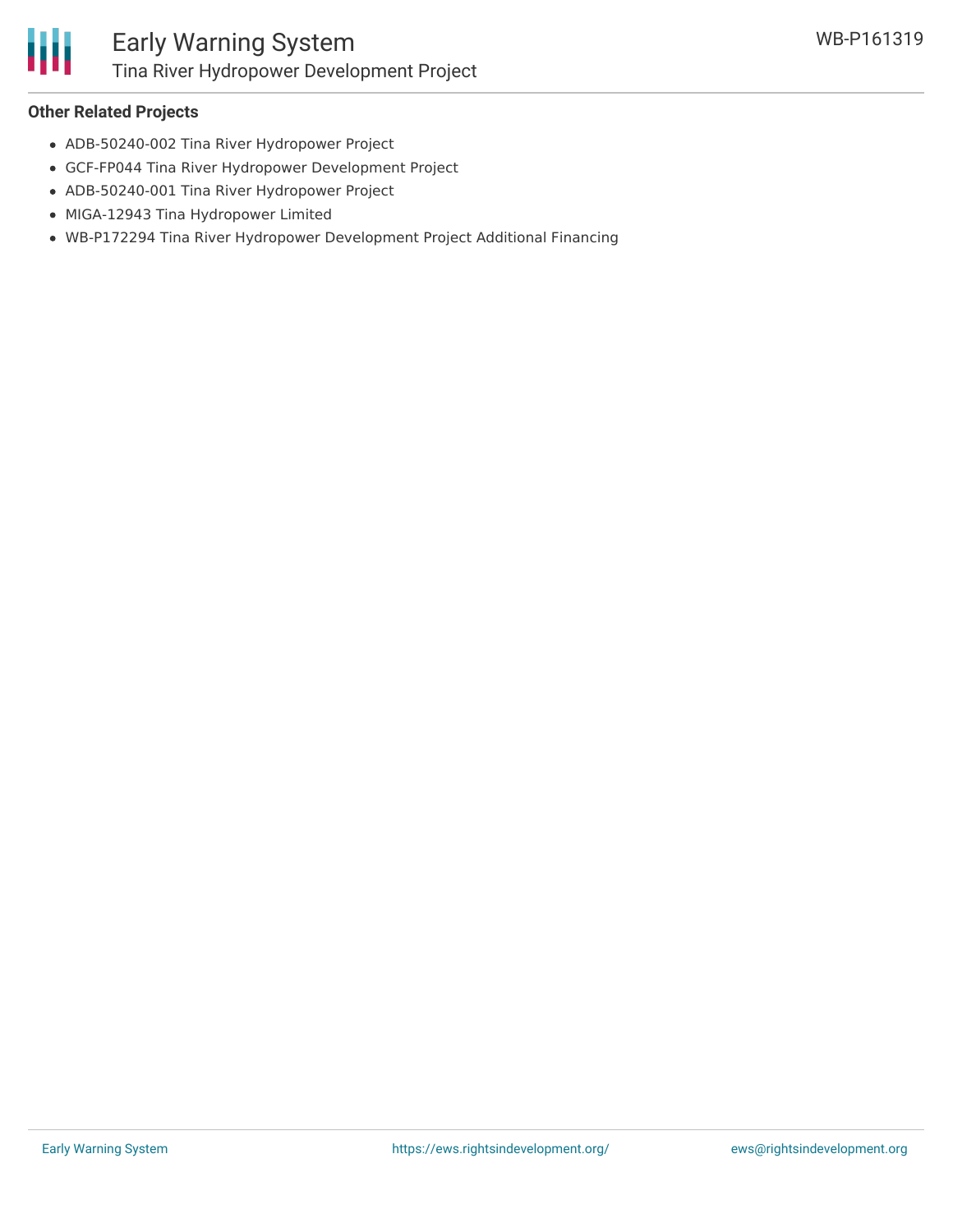**Other Related Projects**

- ADB-50240-002 Tina River Hydropower Project
- GCF-FP044 Tina River Hydropower Development Project
- ADB-50240-001 Tina River Hydropower Project
- MIGA-12943 Tina Hydropower Limited
- WB-P172294 Tina River Hydropower Development Project Additional Financing